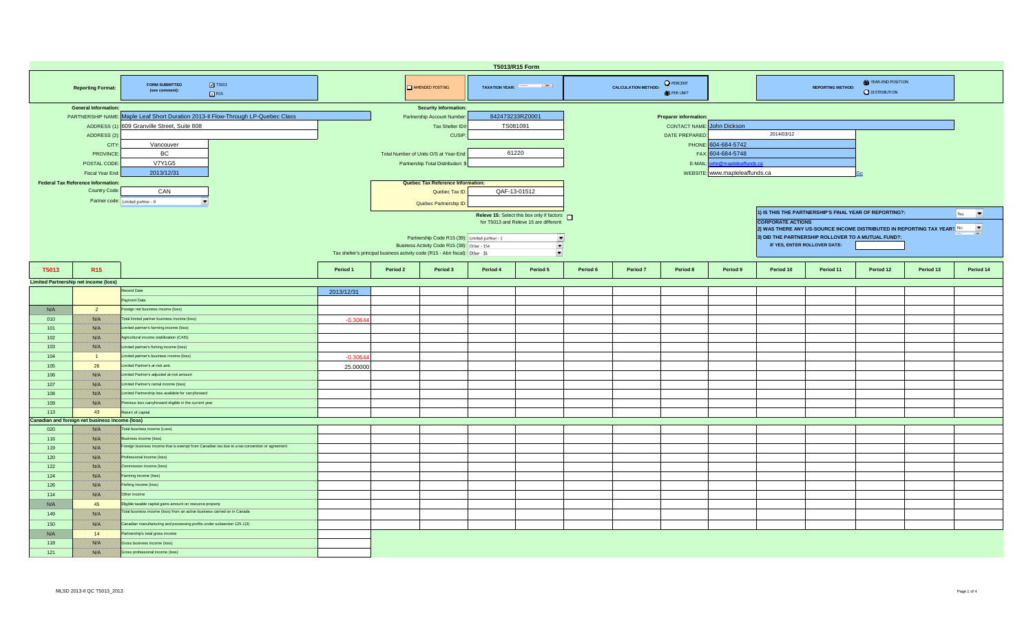# T5013/R15 Form

**Reporting Format:** FORM SUBMITTED (see comment): ☑ T5013 ☐ R15

☐ AMENDED POSTING

**TAXATION YEAR:**

**CALCULATION METHOD:** ○ PERCENT ◉ PER UNIT

**REPORTING METHOD:** ◉ YEAR-END POSITION ○ DISTRIBUTION

**General Information:**

- PARTNERSHIP NAME: Maple Leaf Short Duration 2013-II Flow-Through LP-Quebec Class
- ADDRESS (1): 609 Granville Street, Suite 808
- ADDRESS (2):
- CITY: Vancouver
- PROVINCE: BC
- POSTAL CODE: V7Y1G5
- Fiscal Year End: 2013/12/31

**Federal Tax Reference Information:**

- Country Code: CAN
- Partner code: Limited partner - 0

**Security Information:**

- Partnership Account Number: 842473233RZ0001
- Tax Shelter ID#: TS081091
- CUSIP:
- Total Number of Units O/S at Year-End: 61220
- Partnership Total Distribution: $

**Quebec Tax Reference Information:**

- Quebec Tax ID: QAF-13-01512
- Quebec Partnership ID:

Releve 15: Select this box only if factors for T5013 and Releve 15 are different: ☐

- Partnership Code R15 (39): Limited partner - 1
- Business Activity Code R15 (38): Other - 154
- Tax shelter's principal business activity code (R15 - Abri fiscal): Other - 16

**Preparer information:**

- CONTACT NAME: John Dickson
- DATE PREPARED: 2014/03/12
- PHONE: 604-684-5742
- FAX: 604-684-5748
- E-MAIL: john@mapleleaffunds.ca
- WEBSITE: www.mapleleaffunds.ca Go

1) IS THIS THE PARTNERSHIP'S FINAL YEAR OF REPORTING?: Yes

**CORPORATE ACTIONS**

2) WAS THERE ANY US-SOURCE INCOME DISTRIBUTED IN REPORTING TAX YEAR?: No

3) DID THE PARTNERSHIP ROLLOVER TO A MUTUAL FUND?:

IF YES, ENTER ROLLOVER DATE:

| T5013 | R15 | | Period 1 | Period 2 | Period 3 | Period 4 | Period 5 | Period 6 | Period 7 | Period 8 | Period 9 | Period 10 | Period 11 | Period 12 | Period 13 | Period 14 |
|---|---|---|---|---|---|---|---|---|---|---|---|---|---|---|---|---|
| **Limited Partnership net income (loss)** | | | | | | | | | | | | | | | | |
| | | Record Date | 2013/12/31 | | | | | | | | | | | | | |
| | | Payment Date | | | | | | | | | | | | | | |
| N/A | 2 | Foreign net business income (loss) | | | | | | | | | | | | | | |
| 010 | N/A | Total limited partner business income (loss) | -0.30644 | | | | | | | | | | | | | |
| 101 | N/A | Limited partner's farming income (loss) | | | | | | | | | | | | | | |
| 102 | N/A | Agricultural income stabilization (CAIS) | | | | | | | | | | | | | | |
| 103 | N/A | Limited partner's fishing income (loss) | | | | | | | | | | | | | | |
| 104 | 1 | Limited partner's business income (loss) | -0.30644 | | | | | | | | | | | | | |
| 105 | 26 | Limited Partner's at-risk amt. | 25.00000 | | | | | | | | | | | | | |
| 106 | N/A | Limited Partner's adjusted at-risk amount | | | | | | | | | | | | | | |
| 107 | N/A | Limited Partner's rental income (loss) | | | | | | | | | | | | | | |
| 108 | N/A | Limited Partnership loss available for carryforward | | | | | | | | | | | | | | |
| 109 | N/A | Previous loss carryforward eligible in the current year | | | | | | | | | | | | | | |
| 113 | 43 | Return of capital | | | | | | | | | | | | | | |
| **Canadian and foreign net business income (loss)** | | | | | | | | | | | | | | | | |
| 020 | N/A | Total business income (Loss) | | | | | | | | | | | | | | |
| 116 | N/A | Business income (loss) | | | | | | | | | | | | | | |
| 119 | N/A | Foreign business income that is exempt from Canadian tax due to a tax convention or agreement | | | | | | | | | | | | | | |
| 120 | N/A | Professional income (loss) | | | | | | | | | | | | | | |
| 122 | N/A | Commission income (loss) | | | | | | | | | | | | | | |
| 124 | N/A | Farming income (loss) | | | | | | | | | | | | | | |
| 126 | N/A | Fishing income (loss) | | | | | | | | | | | | | | |
| 114 | N/A | Other income | | | | | | | | | | | | | | |
| N/A | 45 | Eligible taxable capital gains amount on resource property | | | | | | | | | | | | | | |
| 149 | N/A | Total business income (loss) from an active business carried on in Canada | | | | | | | | | | | | | | |
| 150 | N/A | Canadian manufacturing and processing profits under subsection 125.1(3) | | | | | | | | | | | | | | |
| N/A | 14 | Partnership's total gross income | | | | | | | | | | | | | | |
| 118 | N/A | Gross business income (loss) | | | | | | | | | | | | | | |
| 121 | N/A | Gross professional income (loss) | | | | | | | | | | | | | | |

MLSD 2013-II QC T5013_2013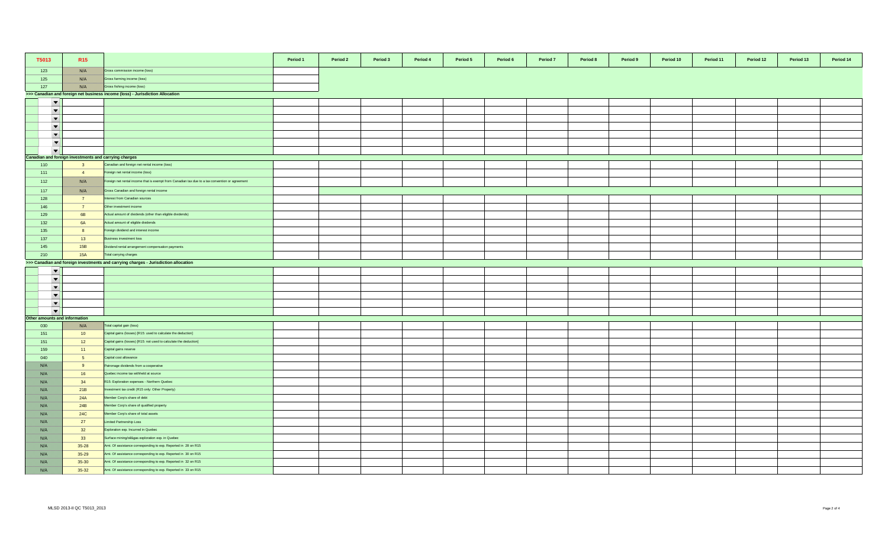| T5013 | R15 | | Period 1 | Period 2 | Period 3 | Period 4 | Period 5 | Period 6 | Period 7 | Period 8 | Period 9 | Period 10 | Period 11 | Period 12 | Period 13 | Period 14 |
|---|---|---|---|---|---|---|---|---|---|---|---|---|---|---|---|---|
| 123 | N/A | Gross commission income (loss) | | | | | | | | | | | | | | |
| 125 | N/A | Gross farming income (loss) | | | | | | | | | | | | | | |
| 127 | N/A | Gross fishing income (loss) | | | | | | | | | | | | | | |
| >>> Canadian and foreign net business income (loss) - Jurisdiction Allocation | | | | | | | | | | | | | | | | |
| ▼ | | | | | | | | | | | | | | | | |
| ▼ | | | | | | | | | | | | | | | | |
| ▼ | | | | | | | | | | | | | | | | |
| ▼ | | | | | | | | | | | | | | | | |
| ▼ | | | | | | | | | | | | | | | | |
| ▼ | | | | | | | | | | | | | | | | |
| ▼ | | | | | | | | | | | | | | | | |
| Canadian and foreign investments and carrying charges | | | | | | | | | | | | | | | | |
| 110 | 3 | Canadian and foreign net rental income (loss) | | | | | | | | | | | | | | |
| 111 | 4 | Foreign net rental income (loss) | | | | | | | | | | | | | | |
| 112 | N/A | Foreign net rental income that is exempt from Canadian tax due to a tax convention or agreement | | | | | | | | | | | | | | |
| 117 | N/A | Gross Canadian and foreign rental income | | | | | | | | | | | | | | |
| 128 | 7 | Interest from Canadian sources | | | | | | | | | | | | | | |
| 146 | 7 | Other investment income | | | | | | | | | | | | | | |
| 129 | 6B | Actual amount of dividends (other than eligible dividends) | | | | | | | | | | | | | | |
| 132 | 6A | Actual amount of eligible dividends | | | | | | | | | | | | | | |
| 135 | 8 | Foreign dividend and interest income | | | | | | | | | | | | | | |
| 137 | 13 | Business investment loss | | | | | | | | | | | | | | |
| 145 | 15B | Dividend rental arrangement compensation payments | | | | | | | | | | | | | | |
| 210 | 15A | Total carrying charges | | | | | | | | | | | | | | |
| >>> Canadian and foreign investments and carrying charges - Jurisdiction allocation | | | | | | | | | | | | | | | | |
| ▼ | | | | | | | | | | | | | | | | |
| ▼ | | | | | | | | | | | | | | | | |
| ▼ | | | | | | | | | | | | | | | | |
| ▼ | | | | | | | | | | | | | | | | |
| ▼ | | | | | | | | | | | | | | | | |
| ▼ | | | | | | | | | | | | | | | | |
| Other amounts and information | | | | | | | | | | | | | | | | |
| 030 | N/A | Total capital gain (loss) | | | | | | | | | | | | | | |
| 151 | 10 | Capital gains (losses) [R15: used to calculate the deduction] | | | | | | | | | | | | | | |
| 151 | 12 | Capital gains (losses) [R15: not used to calculate the deduction] | | | | | | | | | | | | | | |
| 159 | 11 | Capital gains reserve | | | | | | | | | | | | | | |
| 040 | 5 | Capital cost allowance | | | | | | | | | | | | | | |
| N/A | 9 | Patronage dividends from a cooperative | | | | | | | | | | | | | | |
| N/A | 16 | Quebec income tax withheld at source | | | | | | | | | | | | | | |
| N/A | 34 | R15: Exploration expenses - Northern Quebec | | | | | | | | | | | | | | |
| N/A | 21B | Investment tax credit (R15 only: Other Property) | | | | | | | | | | | | | | |
| N/A | 24A | Member Corp's share of debt | | | | | | | | | | | | | | |
| N/A | 24B | Member Corp's share of qualified property | | | | | | | | | | | | | | |
| N/A | 24C | Member Corp's share of total assets | | | | | | | | | | | | | | |
| N/A | 27 | Limited Partnership Loss | | | | | | | | | | | | | | |
| N/A | 32 | Exploration exp. Incurred in Quebec | | | | | | | | | | | | | | |
| N/A | 33 | Surface mining/oil&gas exploration exp. in Quebec | | | | | | | | | | | | | | |
| N/A | 35-28 | Amt. Of assistance corresponding to exp. Reported in 28 on R15 | | | | | | | | | | | | | | |
| N/A | 35-29 | Amt. Of assistance corresponding to exp. Reported in 30 on R15 | | | | | | | | | | | | | | |
| N/A | 35-30 | Amt. Of assistance corresponding to exp. Reported in 32 on R15 | | | | | | | | | | | | | | |
| N/A | 35-32 | Amt. Of assistance corresponding to exp. Reported in 33 on R15 | | | | | | | | | | | | | | |

MLSD 2013-II QC T5013_2013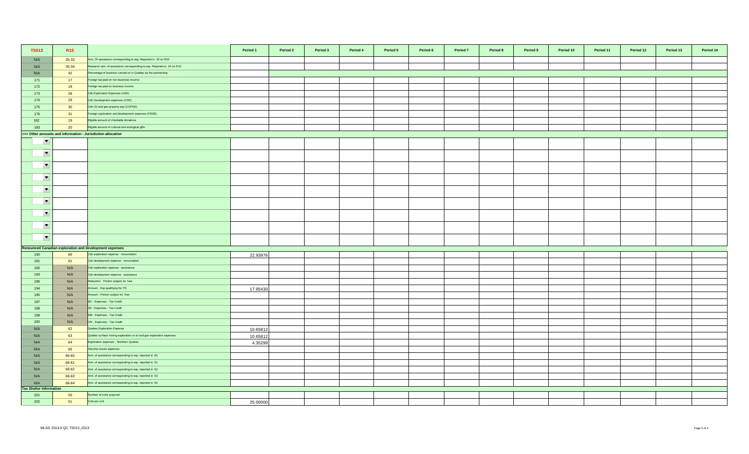| T5013 | R15 | | Period 1 | Period 2 | Period 3 | Period 4 | Period 5 | Period 6 | Period 7 | Period 8 | Period 9 | Period 10 | Period 11 | Period 12 | Period 13 | Period 14 |
|---|---|---|---|---|---|---|---|---|---|---|---|---|---|---|---|---|
| N/A | 35-33 | Amt. Of assistance corresponding to exp. Reported in 33 on R15 | | | | | | | | | | | | | | |
| N/A | 35-34 | Research amt. of assistance corresponding to exp. Reported in 34 on R15 | | | | | | | | | | | | | | |
| N/A | 42 | Percentage of business carried on in Quebec by the partnership | | | | | | | | | | | | | | |
| 171 | 17 | Foreign tax paid on non-business income | | | | | | | | | | | | | | |
| 172 | 18 | Foreign tax paid on business income | | | | | | | | | | | | | | |
| 173 | 28 | Cdn Exploration Expenses (CEE) | | | | | | | | | | | | | | |
| 174 | 29 | Cdn Development expenses (CDE) | | | | | | | | | | | | | | |
| 175 | 30 | Cdn Oil and gas property exp (COPGE) | | | | | | | | | | | | | | |
| 176 | 31 | Foreign exploration and development expenses (FEDE) | | | | | | | | | | | | | | |
| 182 | 19 | Eligible amount of charitable donations | | | | | | | | | | | | | | |
| 183 | 20 | Eligible amount of cultural and ecological gifts | | | | | | | | | | | | | | |
| **>>> Other amounts and information - Jurisdiction allocation** | | | | | | | | | | | | | | | | |
| | | | | | | | | | | | | | | | | |
| | | | | | | | | | | | | | | | | |
| | | | | | | | | | | | | | | | | |
| | | | | | | | | | | | | | | | | |
| | | | | | | | | | | | | | | | | |
| | | | | | | | | | | | | | | | | |
| | | | | | | | | | | | | | | | | |
| | | | | | | | | | | | | | | | | |
| | | | | | | | | | | | | | | | | |
| **Renounced Canadian exploration and development expenses** | | | | | | | | | | | | | | | | |
| 190 | 60 | Cdn exploration expense - renunciation | 22.93976 | | | | | | | | | | | | | |
| 191 | 61 | Cdn development expense - renunciation | | | | | | | | | | | | | | |
| 192 | N/A | Cdn exploration expense - assistance | | | | | | | | | | | | | | |
| 193 | N/A | Cdn development expense - assistance | | | | | | | | | | | | | | |
| 196 | N/A | Reduction - Portion subject int. free | | | | | | | | | | | | | | |
| 194 | N/A | Amount - Exp qualifying for ITC | 17.95430 | | | | | | | | | | | | | |
| 195 | N/A | Amount - Portion subject int. free | | | | | | | | | | | | | | |
| 197 | N/A | BC - Expenses - Tax Credit | | | | | | | | | | | | | | |
| 198 | N/A | SK - Expenses - Tax Credit | | | | | | | | | | | | | | |
| 199 | N/A | MB - Expenses - Tax Credit | | | | | | | | | | | | | | |
| 200 | N/A | ON - Expenses - Tax Credit | | | | | | | | | | | | | | |
| N/A | 62 | Quebec Exploration Expense | 10.65812 | | | | | | | | | | | | | |
| N/A | 63 | Quebec surface mining exploration or oil and gas exploration expenses | 10.65812 | | | | | | | | | | | | | |
| N/A | 64 | Exploration expenses - Northern Quebec | 4.35299 | | | | | | | | | | | | | |
| N/A | 65 | Security issues expenses | | | | | | | | | | | | | | |
| N/A | 66-60 | Amt. of assistance corresponding to exp. reported in 60 | | | | | | | | | | | | | | |
| N/A | 66-61 | Amt. of assistance corresponding to exp. reported in 61 | | | | | | | | | | | | | | |
| N/A | 66-62 | Amt. of assistance corresponding to exp. reported in 62 | | | | | | | | | | | | | | |
| N/A | 66-63 | Amt. of assistance corresponding to exp. reported in 63 | | | | | | | | | | | | | | |
| N/A | 66-64 | Amt. of assistance corresponding to exp. reported in 64 | | | | | | | | | | | | | | |
| **Tax Shelter Information** | | | | | | | | | | | | | | | | |
| 201 | 50 | Number of units acquired | | | | | | | | | | | | | | |
| 202 | 51 | Cost per unit | 25.00000 | | | | | | | | | | | | | |

MLSD 2013-II QC T5013_2013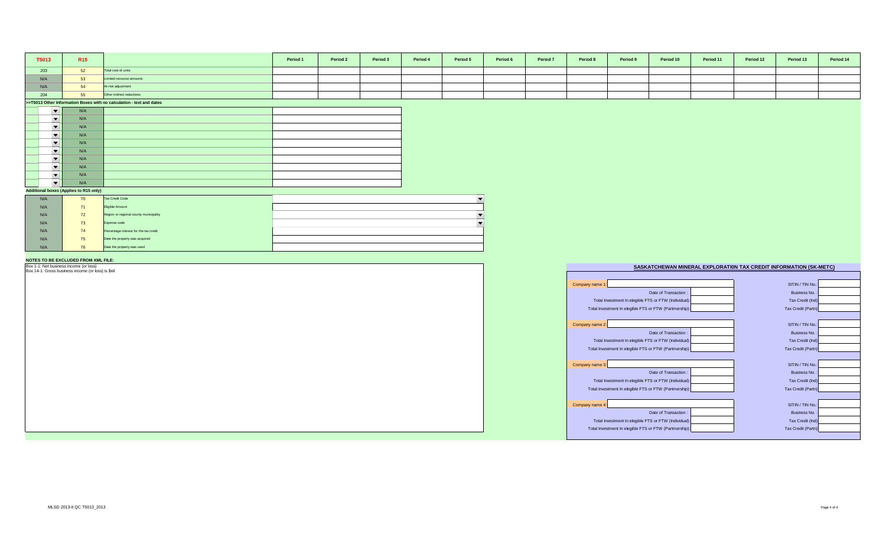| T5013 | R15 | | Period 1 | Period 2 | Period 3 | Period 4 | Period 5 | Period 6 | Period 7 | Period 8 | Period 9 | Period 10 | Period 11 | Period 12 | Period 13 | Period 14 |
|---|---|---|---|---|---|---|---|---|---|---|---|---|---|---|---|---|
| 203 | 52 | Total cost of units | | | | | | | | | | | | | | |
| N/A | 53 | Limited-recourse amounts | | | | | | | | | | | | | | |
| N/A | 54 | At-risk adjustment | | | | | | | | | | | | | | |
| 204 | 55 | Other indirect reductions | | | | | | | | | | | | | | |

**>>T5013 Other Information Boxes with no calculation - text and dates**

| | | | |
|---|---|---|---|
| | N/A | | |
| | N/A | | |
| | N/A | | |
| | N/A | | |
| | N/A | | |
| | N/A | | |
| | N/A | | |
| | N/A | | |
| | N/A | | |
| | N/A | | |

**Additional boxes (Applies to R15 only)**

| | | | |
|---|---|---|---|
| N/A | 70 | Tax Credit Code | |
| N/A | 71 | Eligible Amount | |
| N/A | 72 | Region or regional county municipality | |
| N/A | 73 | Expense code | |
| N/A | 74 | Percentage interest for the tax credit | |
| N/A | 75 | Date the property was acquired | |
| N/A | 76 | Date the property was used | |

**NOTES TO BE EXCLUDED FROM XML FILE:**

Box 1-1: Net business income (or loss)
Box 14-1: Gross business income (or loss) is $nil

## SASKATCHEWAN MINERAL EXPLORATION TAX CREDIT INFORMATION (SK-METC)

Company name 1: | SITIN / TIN No.:
Date of Transaction : | Business No. :
Total Investment In elegible FTS or FTW (Individual): | Tax Credit (Ind)
Total Investment In elegible FTS or FTW (Partnership): | Tax Credit (Partn)

Company name 2: | SITIN / TIN No.:
Date of Transaction : | Business No. :
Total Investment In elegible FTS or FTW (Individual): | Tax Credit (Ind)
Total Investment In elegible FTS or FTW (Partnership): | Tax Credit (Partn)

Company name 3: | SITIN / TIN No.:
Date of Transaction : | Business No. :
Total Investment In elegible FTS or FTW (Individual): | Tax Credit (Ind)
Total Investment In elegible FTS or FTW (Partnership): | Tax Credit (Partn)

Company name 4: | SITIN / TIN No.:
Date of Transaction : | Business No. :
Total Investment In elegible FTS or FTW (Individual): | Tax Credit (Ind)
Total Investment In elegible FTS or FTW (Partnership): | Tax Credit (Partn)

MLSD 2013-II QC T5013_2013